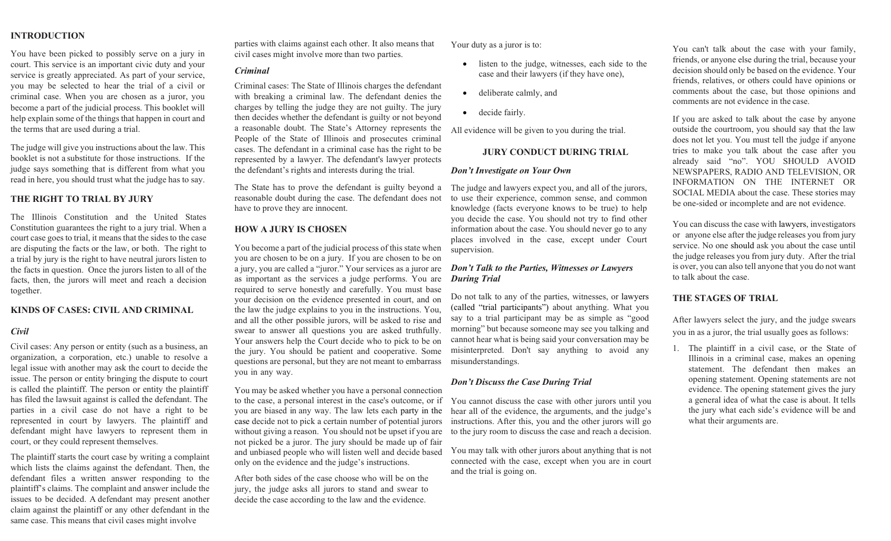## INTRODUCTION

You have been picked to possibly serve on a jury in court. This service is an important civic duty and your service is greatly appreciated. As part of your service, you may be selected to hear the trial of a civil or criminal case. When you are chosen as a juror, you become a part of the judicial process. This booklet will help explain some of the things that happen in court and the terms that are used during a trial.

The judge will give you instructions about the law. This booklet is not a substitute for those instructions. If the judge says something that is different from what you read in here, you should trust what the judge has to say.

## THE RIGHT TO TRIAL BY JURY

The Illinois Constitution and the United States Constitution guarantees the right to a jury trial. When a court case goes to trial, it means that the sides to the case are disputing the facts or the law, or both. The right to a trial by jury is the right to have neutral jurors listen to the facts in question. Once the jurors listen to all of the facts, then, the jurors will meet and reach a decision together.

## KINDS OF CASES: CIVIL AND CRIMINAL

### *Civil*

Civil cases: Any person or entity (such as a business, an organization, a corporation, etc.) unable to resolve a legal issue with another may ask the court to decide the issue. The person or entity bringing the dispute to court is called the plaintiff. The person or entity the plaintiff has filed the lawsuit against is called the defendant. The parties in a civil case do not have a right to be represented in court by lawyers. The plaintiff and defendant might have lawyers to represent them in court, or they could represent themselves.

The plaintiff starts the court case by writing a complaint which lists the claims against the defendant. Then, the defendant files a written answer responding to the plaintiff's claims. The complaint and answer include the issues to be decided. A defendant may present another claim against the plaintiff or any other defendant in the same case. This means that civil cases might involve parties with claims against each other. It also means that civil cases might involve more than two parties.

### *Criminal*

Criminal cases: The State of Illinois charges the defendant with breaking a criminal law. The defendant denies the charges by telling the judge they are not guilty. The jury then decides whether the defendant is guilty or not beyond a reasonable doubt. The State's Attorney represents the People of the State of Illinois and prosecutes criminal cases. The defendant in a criminal case has the right to be represented by a lawyer. The defendant's lawyer protects the defendant's rights and interests during the trial.

The State has to prove the defendant is guilty beyond a reasonable doubt during the case. The defendant does not have to prove they are innocent.

## HOW A JURY IS CHOSEN

You become a part of the judicial process of this state when you are chosen to be on a jury. If you are chosen to be on a jury, you are called a "juror." Your services as a juror are as important as the services a judge performs. You are required to serve honestly and carefully. You must base your decision on the evidence presented in court, and on the law the judge explains to you in the instructions. You, and all the other possible jurors, will be asked to rise and swear to answer all questions you are asked truthfully. Your answers help the Court decide who to pick to be on the jury. You should be patient and cooperative. Some questions are personal, but they are not meant to embarrass you in any way.

You may be asked whether you have a personal connection to the case, a personal interest in the case's outcome, or if you are biased in any way. The law lets each party in the case decide not to pick a certain number of potential jurors without giving a reason. You should not be upset if you are not picked be a juror. The jury should be made up of fair and unbiased people who will listen well and decide based only on the evidence and the judge's instructions.

After both sides of the case choose who will be on the jury, the judge asks all jurors to stand and swear to decide the case according to the law and the evidence.

Your duty as a juror is to:

- listen to the judge, witnesses, each side to the case and their lawyers (if they have one),
- deliberate calmly, and
- decide fairly.

All evidence will be given to you during the trial.

## JURY CONDUCT DURING TRIAL

### *Don't Investigate on Your Own*

The judge and lawyers expect you, and all of the jurors, to use their experience, common sense, and common knowledge (facts everyone knows to be true) to help you decide the case. You should not try to find other information about the case. You should never go to any places involved in the case, except under Court supervision.

### *Don't Talk to the Parties, Witnesses or Lawyers During Trial*

Do not talk to any of the parties, witnesses, or lawyers (called "trial participants") about anything. What you say to a trial participant may be as simple as "good morning" but because someone may see you talking and cannot hear what is being said your conversation may be misinterpreted. Don't say anything to avoid any misunderstandings.

### *Don't Discuss the Case During Trial*

You cannot discuss the case with other jurors until you hear all of the evidence, the arguments, and the judge's instructions. After this, you and the other jurors will go to the jury room to discuss the case and reach a decision.

You may talk with other jurors about anything that is not connected with the case, except when you are in court and the trial is going on.

You can't talk about the case with your family, friends, or anyone else during the trial, because your decision should only be based on the evidence. Your friends, relatives, or others could have opinions or comments about the case, but those opinions and comments are not evidence in the case.

If you are asked to talk about the case by anyone outside the courtroom, you should say that the law does not let you. You must tell the judge if anyone tries to make you talk about the case after you already said "no". YOU SHOULD AVOID NEWSPAPERS, RADIO AND TELEVISION, OR INFORMATION ON THE INTERNET OR SOCIAL MEDIA about the case. These stories may be one-sided or incomplete and are not evidence.

You can discuss the case with lawyers, investigators or anyone else after the judge releases you from jury service. No one should ask you about the case until the judge releases you from jury duty. After the trial is over, you can also tell anyone that you do not want to talk about the case.

## THE STAGES OF TRIAL

After lawyers select the jury, and the judge swears you in as a juror, the trial usually goes as follows:

1. The plaintiff in a civil case, or the State of Illinois in a criminal case, makes an opening statement. The defendant then makes an opening statement. Opening statements are not evidence. The opening statement gives the jury a general idea of what the case is about. It tells the jury what each side's evidence will be and what their arguments are.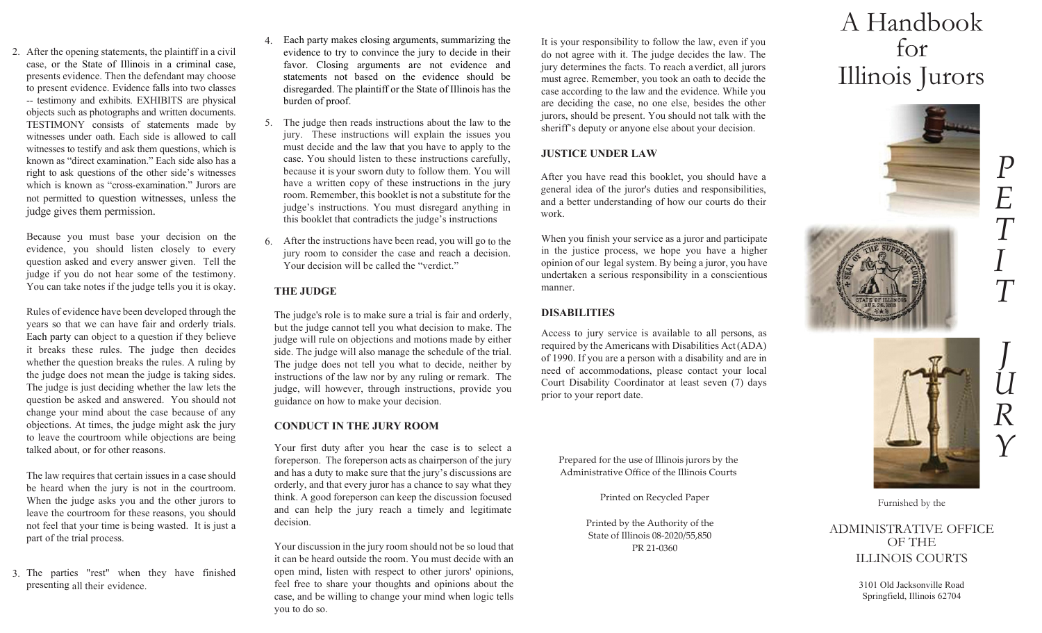2. After the opening statements, the plaintiff in a civil case, or the State of Illinois in a criminal case, presents evidence. Then the defendant may choose to present evidence. Evidence falls into two classes -- testimony and exhibits. EXHIBITS are physical objects such as photographs and written documents. TESTIMONY consists of statements made by witnesses under oath. Each side is allowed to call witnesses to testify and ask them questions, which is known as "direct examination." Each side also has a right to ask questions of the other side's witnesses which is known as "cross-examination." Jurors are not permitted to question witnesses, unless the judge gives them permission.

   Because you must base your decision on the evidence, you should listen closely to every question asked and every answer given. Tell the judge if you do not hear some of the testimony. You can take notes if the judge tells you it is okay.

   Rules of evidence have been developed through the years so that we can have fair and orderly trials. Each party can object to a question if they believe it breaks these rules. The judge then decides whether the question breaks the rules. A ruling by the judge does not mean the judge is taking sides. The judge is just deciding whether the law lets the question be asked and answered. You should not change your mind about the case because of any objections. At times, the judge might ask the jury to leave the courtroom while objections are being talked about, or for other reasons.

   The law requires that certain issues in a case should be heard when the jury is not in the courtroom. When the judge asks you and the other jurors to leave the courtroom for these reasons, you should not feel that your time is being wasted. It is just a part of the trial process.

3. The parties "rest" when they have finished presenting all their evidence.

4. Each party makes closing arguments, summarizing the evidence to try to convince the jury to decide in their favor. Closing arguments are not evidence and statements not based on the evidence should be disregarded. The plaintiff or the State of Illinois has the burden of proof.

5. The judge then reads instructions about the law to the jury. These instructions will explain the issues you must decide and the law that you have to apply to the case. You should listen to these instructions carefully, because it is your sworn duty to follow them. You will have a written copy of these instructions in the jury room. Remember, this booklet is not a substitute for the judge's instructions. You must disregard anything in this booklet that contradicts the judge's instructions

6. After the instructions have been read, you will go to the jury room to consider the case and reach a decision. Your decision will be called the "verdict."

### THE JUDGE

The judge's role is to make sure a trial is fair and orderly, but the judge cannot tell you what decision to make. The judge will rule on objections and motions made by either side. The judge will also manage the schedule of the trial. The judge does not tell you what to decide, neither by instructions of the law nor by any ruling or remark. The judge, will however, through instructions, provide you guidance on how to make your decision.

### CONDUCT IN THE JURY ROOM

Your first duty after you hear the case is to select a foreperson. The foreperson acts as chairperson of the jury and has a duty to make sure that the jury's discussions are orderly, and that every juror has a chance to say what they think. A good foreperson can keep the discussion focused and can help the jury reach a timely and legitimate decision.

Your discussion in the jury room should not be so loud that it can be heard outside the room. You must decide with an open mind, listen with respect to other jurors' opinions, feel free to share your thoughts and opinions about the case, and be willing to change your mind when logic tells you to do so.

It is your responsibility to follow the law, even if you do not agree with it. The judge decides the law. The jury determines the facts. To reach a verdict, all jurors must agree. Remember, you took an oath to decide the case according to the law and the evidence. While you are deciding the case, no one else, besides the other jurors, should be present. You should not talk with the sheriff's deputy or anyone else about your decision.

### JUSTICE UNDER LAW

After you have read this booklet, you should have a general idea of the juror's duties and responsibilities, and a better understanding of how our courts do their work.

When you finish your service as a juror and participate in the justice process, we hope you have a higher opinion of our legal system. By being a juror, you have undertaken a serious responsibility in a conscientious manner.

### DISABILITIES

Access to jury service is available to all persons, as required by the Americans with Disabilities Act (ADA) of 1990. If you are a person with a disability and are in need of accommodations, please contact your local Court Disability Coordinator at least seven (7) days prior to your report date.

Prepared for the use of Illinois jurors by the Administrative Office of the Illinois Courts

Printed on Recycled Paper

Printed by the Authority of the State of Illinois 08-2020/55,850
PR 21-0360

# A Handbook for Illinois Jurors

*PETIT JURY*

Furnished by the

ADMINISTRATIVE OFFICE OF THE ILLINOIS COURTS

3101 Old Jacksonville Road
Springfield, Illinois 62704